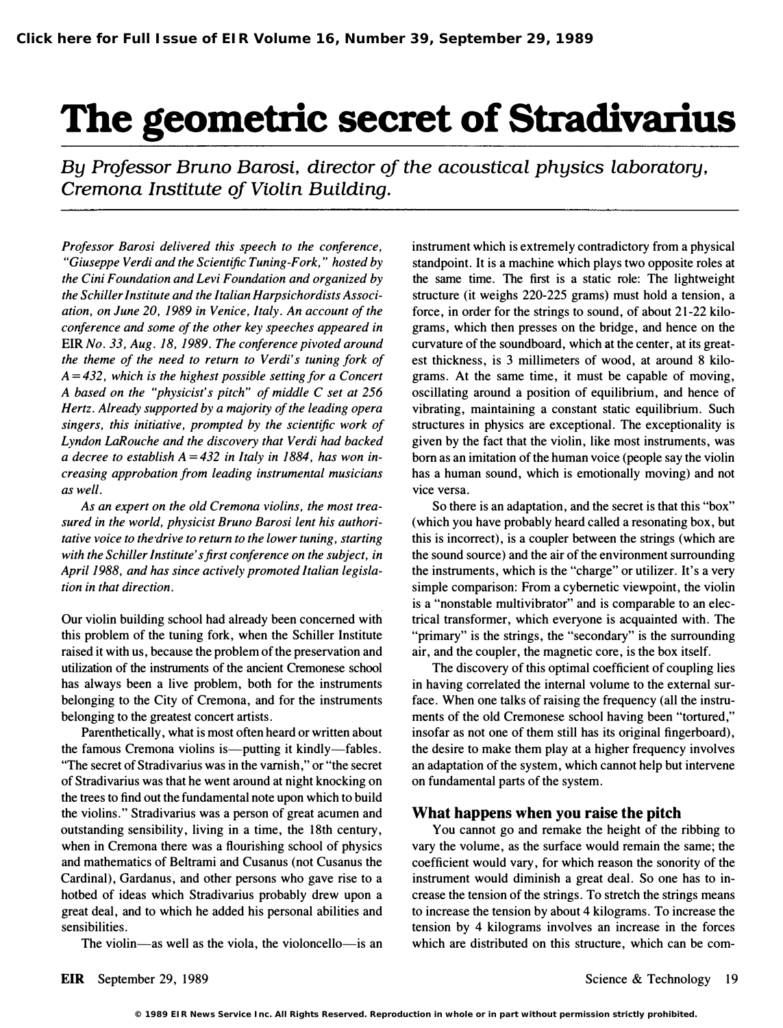# The geometric secret of Stradivarius

*By Professor Bruno Barosi, director of the acoustical physics laboratory, Cremona Institute of Violin Building.*

*Professor Barosi delivered this speech to the conference, "Giuseppe Verdi and the Scientific Tuning-Fork," hosted by the Cini Foundation and Levi Foundation and organized by the Schiller Institute and the Italian Harpsichordists Association, on June 20, 1989 in Venice, Italy. An account of the conference and some of the other key speeches appeared in* EIR *No. 33, Aug. 18, 1989. The conference pivoted around the theme of the need to return to Verdi's tuning fork of A=432, which is the highest possible setting for a Concert A based on the "physicist's pitch" of middle C set at 256 Hertz. Already supported by a majority of the leading opera singers, this initiative, prompted by the scientific work of Lyndon LaRouche and the discovery that Verdi had backed a decree to establish A=432 in Italy in 1884, has won increasing approbation from leading instrumental musicians as well.*

*As an expert on the old Cremona violins, the most treasured in the world, physicist Bruno Barosi lent his authoritative voice to the drive to return to the lower tuning, starting with the Schiller Institute's first conference on the subject, in April 1988, and has since actively promoted Italian legislation in that direction.*

Our violin building school had already been concerned with this problem of the tuning fork, when the Schiller Institute raised it with us, because the problem of the preservation and utilization of the instruments of the ancient Cremonese school has always been a live problem, both for the instruments belonging to the City of Cremona, and for the instruments belonging to the greatest concert artists.

Parenthetically, what is most often heard or written about the famous Cremona violins is—putting it kindly—fables. "The secret of Stradivarius was in the varnish," or "the secret of Stradivarius was that he went around at night knocking on the trees to find out the fundamental note upon which to build the violins." Stradivarius was a person of great acumen and outstanding sensibility, living in a time, the 18th century, when in Cremona there was a flourishing school of physics and mathematics of Beltrami and Cusanus (not Cusanus the Cardinal), Gardanus, and other persons who gave rise to a hotbed of ideas which Stradivarius probably drew upon a great deal, and to which he added his personal abilities and sensibilities.

The violin—as well as the viola, the violoncello—is an instrument which is extremely contradictory from a physical standpoint. It is a machine which plays two opposite roles at the same time. The first is a static role: The lightweight structure (it weighs 220-225 grams) must hold a tension, a force, in order for the strings to sound, of about 21-22 kilograms, which then presses on the bridge, and hence on the curvature of the soundboard, which at the center, at its greatest thickness, is 3 millimeters of wood, at around 8 kilograms. At the same time, it must be capable of moving, oscillating around a position of equilibrium, and hence of vibrating, maintaining a constant static equilibrium. Such structures in physics are exceptional. The exceptionality is given by the fact that the violin, like most instruments, was born as an imitation of the human voice (people say the violin has a human sound, which is emotionally moving) and not vice versa.

So there is an adaptation, and the secret is that this "box" (which you have probably heard called a resonating box, but this is incorrect), is a coupler between the strings (which are the sound source) and the air of the environment surrounding the instruments, which is the "charge" or utilizer. It's a very simple comparison: From a cybernetic viewpoint, the violin is a "nonstable multivibrator" and is comparable to an electrical transformer, which everyone is acquainted with. The "primary" is the strings, the "secondary" is the surrounding air, and the coupler, the magnetic core, is the box itself.

The discovery of this optimal coefficient of coupling lies in having correlated the internal volume to the external surface. When one talks of raising the frequency (all the instruments of the old Cremonese school having been "tortured," insofar as not one of them still has its original fingerboard), the desire to make them play at a higher frequency involves an adaptation of the system, which cannot help but intervene on fundamental parts of the system.

## What happens when you raise the pitch

You cannot go and remake the height of the ribbing to vary the volume, as the surface would remain the same; the coefficient would vary, for which reason the sonority of the instrument would diminish a great deal. So one has to increase the tension of the strings. To stretch the strings means to increase the tension by about 4 kilograms. To increase the tension by 4 kilograms involves an increase in the forces which are distributed on this structure, which can be com-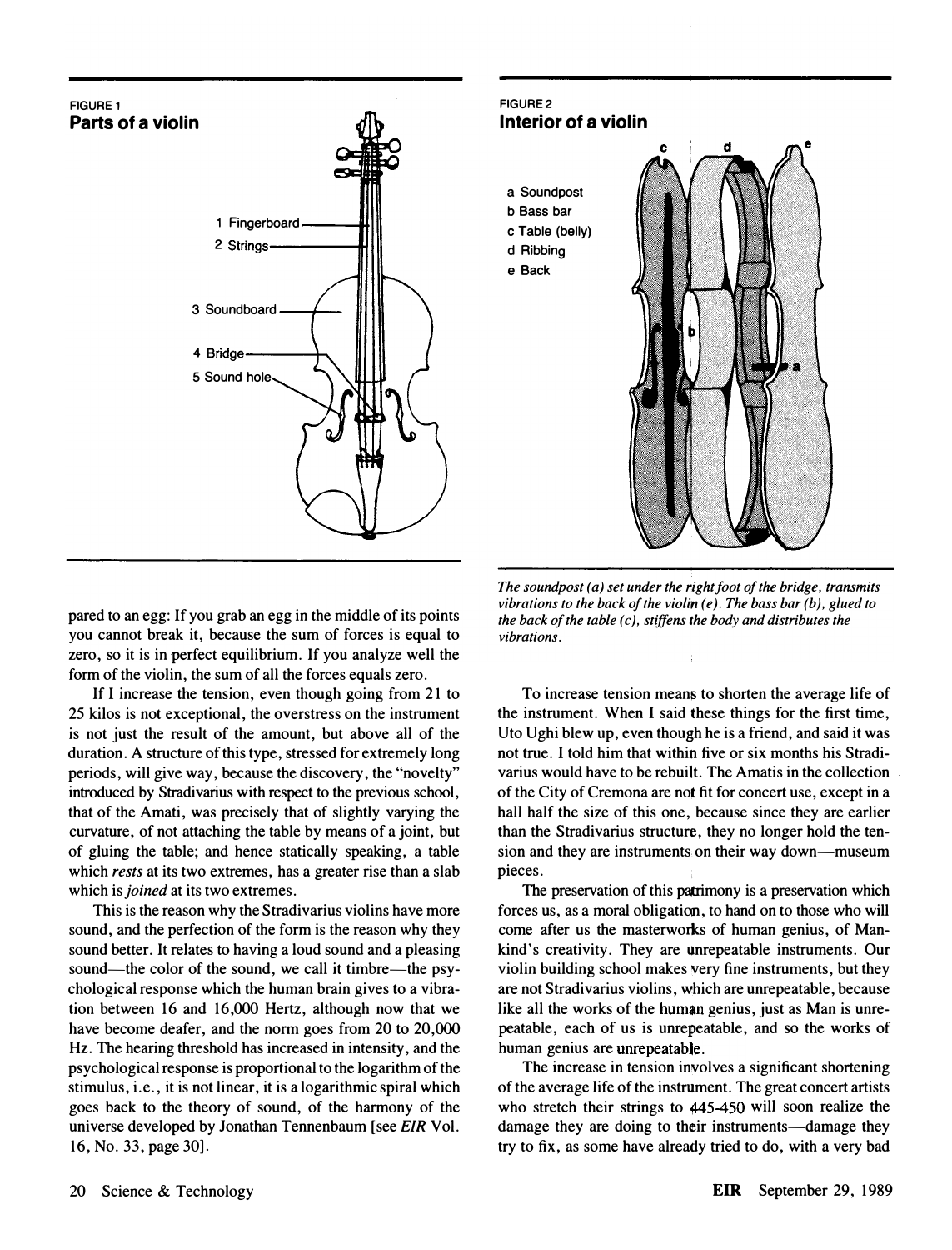FIGURE 1
**Parts of a violin**

1 Fingerboard
2 Strings
3 Soundboard
4 Bridge
5 Sound hole

FIGURE 2
**Interior of a violin**

a Soundpost
b Bass bar
c Table (belly)
d Ribbing
e Back

*The soundpost (a) set under the right foot of the bridge, transmits vibrations to the back of the violin (e). The bass bar (b), glued to the back of the table (c), stiffens the body and distributes the vibrations.*

pared to an egg: If you grab an egg in the middle of its points you cannot break it, because the sum of forces is equal to zero, so it is in perfect equilibrium. If you analyze well the form of the violin, the sum of all the forces equals zero.

If I increase the tension, even though going from 21 to 25 kilos is not exceptional, the overstress on the instrument is not just the result of the amount, but above all of the duration. A structure of this type, stressed for extremely long periods, will give way, because the discovery, the "novelty" introduced by Stradivarius with respect to the previous school, that of the Amati, was precisely that of slightly varying the curvature, of not attaching the table by means of a joint, but of gluing the table; and hence statically speaking, a table which *rests* at its two extremes, has a greater rise than a slab which is *joined* at its two extremes.

This is the reason why the Stradivarius violins have more sound, and the perfection of the form is the reason why they sound better. It relates to having a loud sound and a pleasing sound—the color of the sound, we call it timbre—the psychological response which the human brain gives to a vibration between 16 and 16,000 Hertz, although now that we have become deafer, and the norm goes from 20 to 20,000 Hz. The hearing threshold has increased in intensity, and the psychological response is proportional to the logarithm of the stimulus, i.e., it is not linear, it is a logarithmic spiral which goes back to the theory of sound, of the harmony of the universe developed by Jonathan Tennenbaum [see *EIR* Vol. 16, No. 33, page 30].

To increase tension means to shorten the average life of the instrument. When I said these things for the first time, Uto Ughi blew up, even though he is a friend, and said it was not true. I told him that within five or six months his Stradivarius would have to be rebuilt. The Amatis in the collection of the City of Cremona are not fit for concert use, except in a hall half the size of this one, because since they are earlier than the Stradivarius structure, they no longer hold the tension and they are instruments on their way down—museum pieces.

The preservation of this patrimony is a preservation which forces us, as a moral obligation, to hand on to those who will come after us the masterworks of human genius, of Mankind's creativity. They are unrepeatable instruments. Our violin building school makes very fine instruments, but they are not Stradivarius violins, which are unrepeatable, because like all the works of the human genius, just as Man is unrepeatable, each of us is unrepeatable, and so the works of human genius are unrepeatable.

The increase in tension involves a significant shortening of the average life of the instrument. The great concert artists who stretch their strings to 445-450 will soon realize the damage they are doing to their instruments—damage they try to fix, as some have already tried to do, with a very bad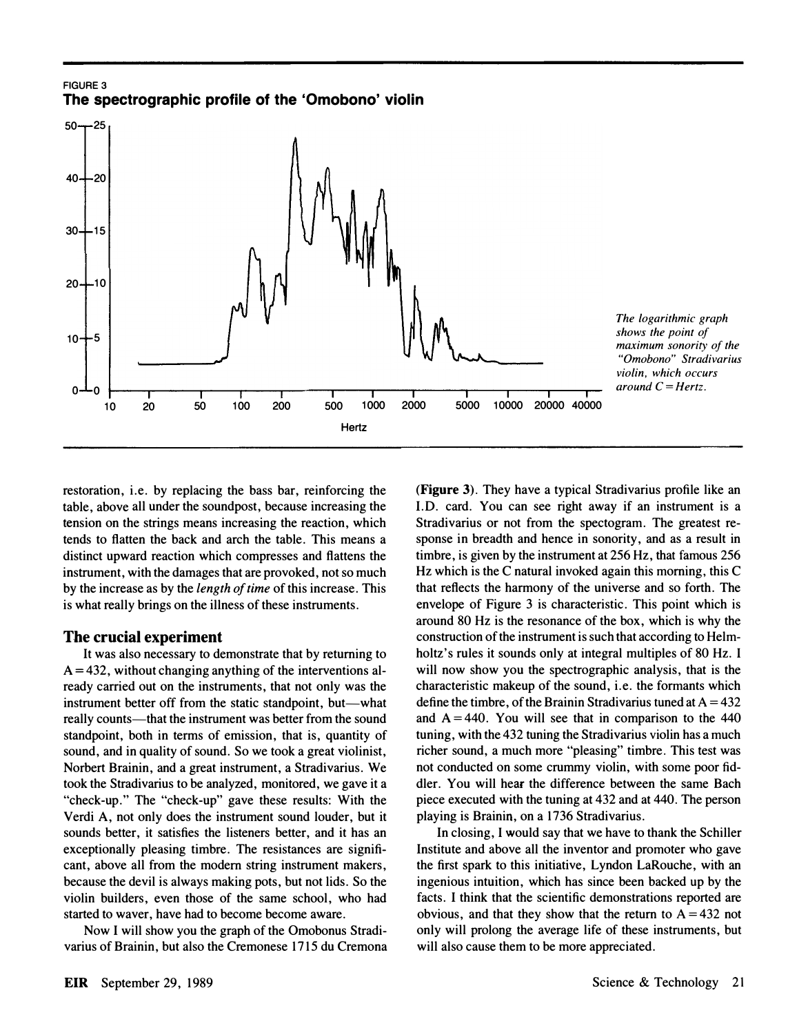FIGURE 3

**The spectrographic profile of the 'Omobono' violin**

50 25

40 20

30 15

20 10

10 5

0 0

10 20 50 100 200 500 1000 2000 5000 10000 20000 40000

Hertz

*The logarithmic graph shows the point of maximum sonority of the "Omobono" Stradivarius violin, which occurs around C = Hertz.*

restoration, i.e. by replacing the bass bar, reinforcing the table, above all under the soundpost, because increasing the tension on the strings means increasing the reaction, which tends to flatten the back and arch the table. This means a distinct upward reaction which compresses and flattens the instrument, with the damages that are provoked, not so much by the increase as by the *length of time* of this increase. This is what really brings on the illness of these instruments.

## The crucial experiment

It was also necessary to demonstrate that by returning to A = 432, without changing anything of the interventions already carried out on the instruments, that not only was the instrument better off from the static standpoint, but—what really counts—that the instrument was better from the sound standpoint, both in terms of emission, that is, quantity of sound, and in quality of sound. So we took a great violinist, Norbert Brainin, and a great instrument, a Stradivarius. We took the Stradivarius to be analyzed, monitored, we gave it a "check-up." The "check-up" gave these results: With the Verdi A, not only does the instrument sound louder, but it sounds better, it satisfies the listeners better, and it has an exceptionally pleasing timbre. The resistances are significant, above all from the modern string instrument makers, because the devil is always making pots, but not lids. So the violin builders, even those of the same school, who had started to waver, have had to become become aware.

Now I will show you the graph of the Omobonus Stradivarius of Brainin, but also the Cremonese 1715 du Cremona (**Figure 3**). They have a typical Stradivarius profile like an I.D. card. You can see right away if an instrument is a Stradivarius or not from the spectogram. The greatest response in breadth and hence in sonority, and as a result in timbre, is given by the instrument at 256 Hz, that famous 256 Hz which is the C natural invoked again this morning, this C that reflects the harmony of the universe and so forth. The envelope of Figure 3 is characteristic. This point which is around 80 Hz is the resonance of the box, which is why the construction of the instrument is such that according to Helmholtz's rules it sounds only at integral multiples of 80 Hz. I will now show you the spectrographic analysis, that is the characteristic makeup of the sound, i.e. the formants which define the timbre, of the Brainin Stradivarius tuned at A = 432 and A = 440. You will see that in comparison to the 440 tuning, with the 432 tuning the Stradivarius violin has a much richer sound, a much more "pleasing" timbre. This test was not conducted on some crummy violin, with some poor fiddler. You will hear the difference between the same Bach piece executed with the tuning at 432 and at 440. The person playing is Brainin, on a 1736 Stradivarius.

In closing, I would say that we have to thank the Schiller Institute and above all the inventor and promoter who gave the first spark to this initiative, Lyndon LaRouche, with an ingenious intuition, which has since been backed up by the facts. I think that the scientific demonstrations reported are obvious, and that they show that the return to A = 432 not only will prolong the average life of these instruments, but will also cause them to be more appreciated.